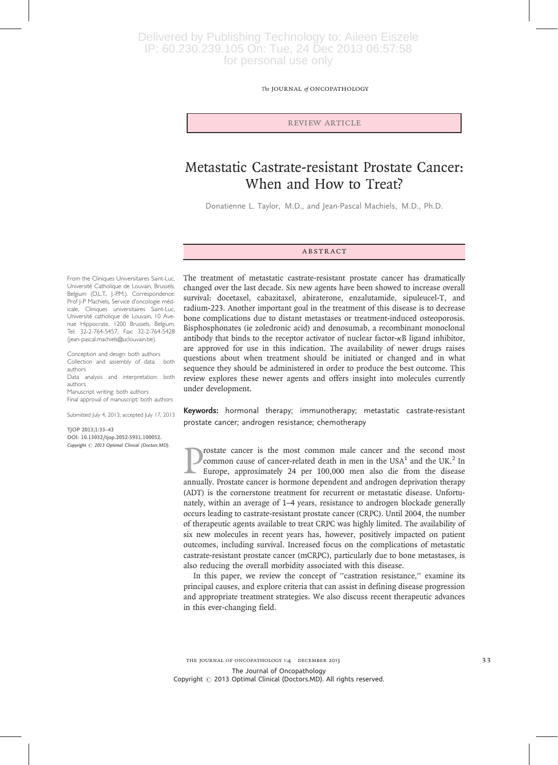REVIEW ARTICLE

# Metastatic Castrate-resistant Prostate Cancer: When and How to Treat?

Donatienne L. Taylor, M.D., and Jean-Pascal Machiels, M.D., Ph.D.

## ABSTRACT

From the Cliniques Universitaires Saint-Luc, Université Catholique de Louvain, Brussels, Belgium (D.L.T., J.-P.M.). Correspondence: Prof J-P Machiels, Service d'oncologie médicale, Cliniques universitaires Saint-Luc, Université catholique de Louvain, 10 Avenue Hippocrate, 1200 Brussels, Belgium, Tel: 32-2-764-5457, Fax: 32-2-764-5428 (jean-pascal.machiels@uclouvain.be).

Conception and design: both authors
Collection and assembly of data: both authors
Data analysis and interpretation: both authors
Manuscript writing: both authors
Final approval of manuscript: both authors

Submitted July 4, 2013; accepted July 17, 2013

TJOP 2013;1:33–43
DOI: 10.13032/tjop.2052-5931.100052.
Copyright © 2013 Optimal Clinical (Doctors.MD).

The treatment of metastatic castrate-resistant prostate cancer has dramatically changed over the last decade. Six new agents have been showed to increase overall survival: docetaxel, cabazitaxel, abiraterone, enzalutamide, sipuleucel-T, and radium-223. Another important goal in the treatment of this disease is to decrease bone complications due to distant metastases or treatment-induced osteoporosis. Bisphosphonates (ie zoledronic acid) and denosumab, a recombinant monoclonal antibody that binds to the receptor activator of nuclear factor-$\kappa$B ligand inhibitor, are approved for use in this indication. The availability of newer drugs raises questions about when treatment should be initiated or changed and in what sequence they should be administered in order to produce the best outcome. This review explores these newer agents and offers insight into molecules currently under development.

**Keywords:** hormonal therapy; immunotherapy; metastatic castrate-resistant prostate cancer; androgen resistance; chemotherapy

Prostate cancer is the most common male cancer and the second most common cause of cancer-related death in men in the USA[1] and the UK.[2] In Europe, approximately 24 per 100,000 men also die from the disease annually. Prostate cancer is hormone dependent and androgen deprivation therapy (ADT) is the cornerstone treatment for recurrent or metastatic disease. Unfortunately, within an average of 1–4 years, resistance to androgen blockade generally occurs leading to castrate-resistant prostate cancer (CRPC). Until 2004, the number of therapeutic agents available to treat CRPC was highly limited. The availability of six new molecules in recent years has, however, positively impacted on patient outcomes, including survival. Increased focus on the complications of metastatic castrate-resistant prostate cancer (mCRPC), particularly due to bone metastases, is also reducing the overall morbidity associated with this disease.

In this paper, we review the concept of "castration resistance," examine its principal causes, and explore criteria that can assist in defining disease progression and appropriate treatment strategies. We also discuss recent therapeutic advances in this ever-changing field.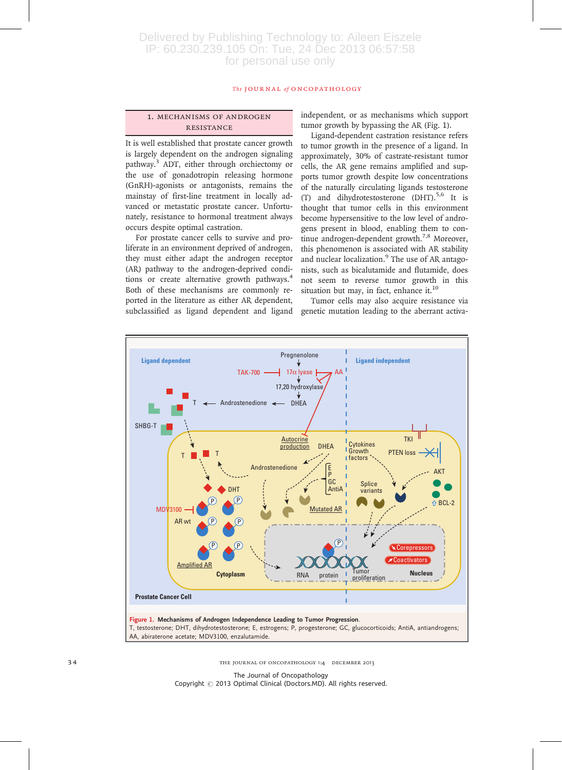## 1. Mechanisms of Androgen Resistance

It is well established that prostate cancer growth is largely dependent on the androgen signaling pathway.[3] ADT, either through orchiectomy or the use of gonadotropin releasing hormone (GnRH)-agonists or antagonists, remains the mainstay of first-line treatment in locally advanced or metastatic prostate cancer. Unfortunately, resistance to hormonal treatment always occurs despite optimal castration.

For prostate cancer cells to survive and proliferate in an environment deprived of androgen, they must either adapt the androgen receptor (AR) pathway to the androgen-deprived conditions or create alternative growth pathways.[4] Both of these mechanisms are commonly reported in the literature as either AR dependent, subclassified as ligand dependent and ligand independent, or as mechanisms which support tumor growth by bypassing the AR (Fig. 1).

Ligand-dependent castration resistance refers to tumor growth in the presence of a ligand. In approximately, 30% of castrate-resistant tumor cells, the AR gene remains amplified and supports tumor growth despite low concentrations of the naturally circulating ligands testosterone (T) and dihydrotestosterone (DHT).[5,6] It is thought that tumor cells in this environment become hypersensitive to the low level of androgens present in blood, enabling them to continue androgen-dependent growth.[7,8] Moreover, this phenomenon is associated with AR stability and nuclear localization.[9] The use of AR antagonists, such as bicalutamide and flutamide, does not seem to reverse tumor growth in this situation but may, in fact, enhance it.[10]

Tumor cells may also acquire resistance via genetic mutation leading to the aberrant activa-

Ligand dependent
Pregnenolone
TAK-700
17α lyase
AA
17,20 hydroxylase
T
Androstenedione
DHEA
SHBG-T
Autocrine production
DHEA
T
T
Androstenedione
E
P
GC
AntiA
DHT
MDV3100
P
AR wt
Mutated AR
Amplified AR
Cytoplasm
RNA
protein
Prostate Cancer Cell
Ligand independent
TKI
Cytokines
Growth factors
PTEN loss
AKT
Splice variants
BCL-2
Corepressors
Coactivators
Tumor proliferation
Nucleus

**Figure 1. Mechanisms of Androgen Independence Leading to Tumor Progression.**
T, testosterone; DHT, dihydrotestosterone; E, estrogens; P, progesterone; GC, glucocorticoids; AntiA, antiandrogens; AA, abiraterone acetate; MDV3100, enzalutamide.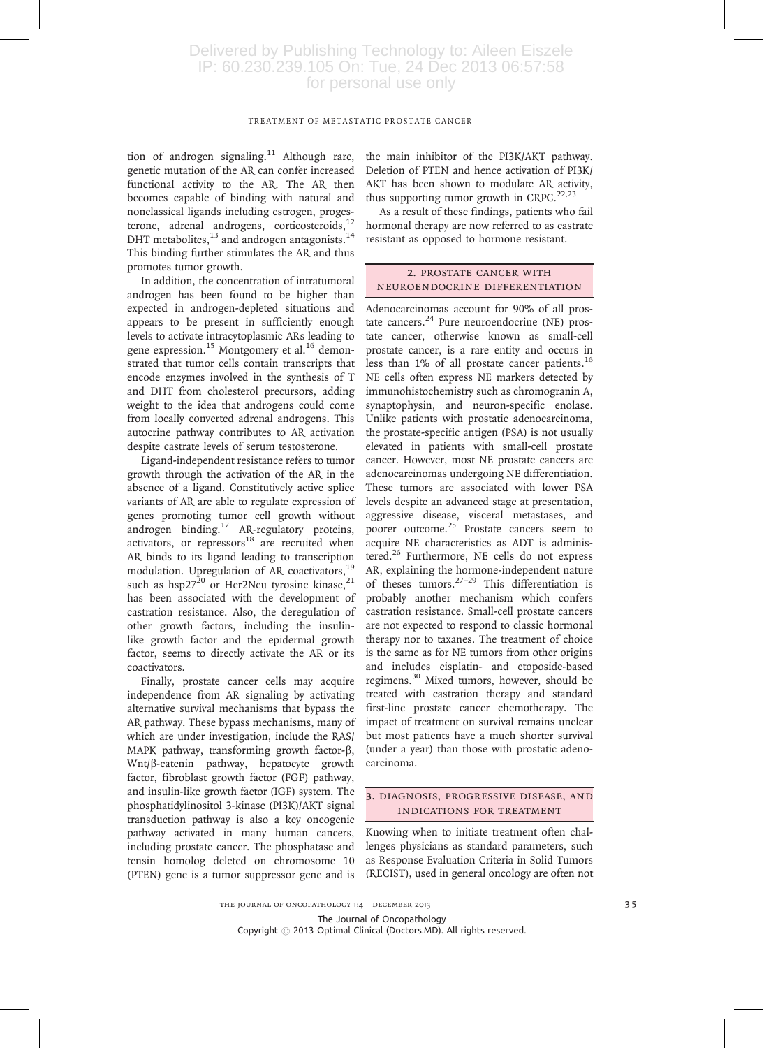tion of androgen signaling.[11] Although rare, genetic mutation of the AR can confer increased functional activity to the AR. The AR then becomes capable of binding with natural and nonclassical ligands including estrogen, progesterone, adrenal androgens, corticosteroids,[12] DHT metabolites,[13] and androgen antagonists.[14] This binding further stimulates the AR and thus promotes tumor growth.

In addition, the concentration of intratumoral androgen has been found to be higher than expected in androgen-depleted situations and appears to be present in sufficiently enough levels to activate intracytoplasmic ARs leading to gene expression.[15] Montgomery et al.[16] demonstrated that tumor cells contain transcripts that encode enzymes involved in the synthesis of T and DHT from cholesterol precursors, adding weight to the idea that androgens could come from locally converted adrenal androgens. This autocrine pathway contributes to AR activation despite castrate levels of serum testosterone.

Ligand-independent resistance refers to tumor growth through the activation of the AR in the absence of a ligand. Constitutively active splice variants of AR are able to regulate expression of genes promoting tumor cell growth without androgen binding.[17] AR-regulatory proteins, activators, or repressors[18] are recruited when AR binds to its ligand leading to transcription modulation. Upregulation of AR coactivators,[19] such as hsp27[20] or Her2Neu tyrosine kinase,[21] has been associated with the development of castration resistance. Also, the deregulation of other growth factors, including the insulin-like growth factor and the epidermal growth factor, seems to directly activate the AR or its coactivators.

Finally, prostate cancer cells may acquire independence from AR signaling by activating alternative survival mechanisms that bypass the AR pathway. These bypass mechanisms, many of which are under investigation, include the RAS/MAPK pathway, transforming growth factor-β, Wnt/β-catenin pathway, hepatocyte growth factor, fibroblast growth factor (FGF) pathway, and insulin-like growth factor (IGF) system. The phosphatidylinositol 3-kinase (PI3K)/AKT signal transduction pathway is also a key oncogenic pathway activated in many human cancers, including prostate cancer. The phosphatase and tensin homolog deleted on chromosome 10 (PTEN) gene is a tumor suppressor gene and is the main inhibitor of the PI3K/AKT pathway. Deletion of PTEN and hence activation of PI3K/AKT has been shown to modulate AR activity, thus supporting tumor growth in CRPC.[22,23]

As a result of these findings, patients who fail hormonal therapy are now referred to as castrate resistant as opposed to hormone resistant.

## 2. Prostate Cancer with Neuroendocrine Differentiation

Adenocarcinomas account for 90% of all prostate cancers.[24] Pure neuroendocrine (NE) prostate cancer, otherwise known as small-cell prostate cancer, is a rare entity and occurs in less than 1% of all prostate cancer patients.[16] NE cells often express NE markers detected by immunohistochemistry such as chromogranin A, synaptophysin, and neuron-specific enolase. Unlike patients with prostatic adenocarcinoma, the prostate-specific antigen (PSA) is not usually elevated in patients with small-cell prostate cancer. However, most NE prostate cancers are adenocarcinomas undergoing NE differentiation. These tumors are associated with lower PSA levels despite an advanced stage at presentation, aggressive disease, visceral metastases, and poorer outcome.[25] Prostate cancers seem to acquire NE characteristics as ADT is administered.[26] Furthermore, NE cells do not express AR, explaining the hormone-independent nature of theses tumors.[27–29] This differentiation is probably another mechanism which confers castration resistance. Small-cell prostate cancers are not expected to respond to classic hormonal therapy nor to taxanes. The treatment of choice is the same as for NE tumors from other origins and includes cisplatin- and etoposide-based regimens.[30] Mixed tumors, however, should be treated with castration therapy and standard first-line prostate cancer chemotherapy. The impact of treatment on survival remains unclear but most patients have a much shorter survival (under a year) than those with prostatic adenocarcinoma.

## 3. Diagnosis, Progressive Disease, and Indications for Treatment

Knowing when to initiate treatment often challenges physicians as standard parameters, such as Response Evaluation Criteria in Solid Tumors (RECIST), used in general oncology are often not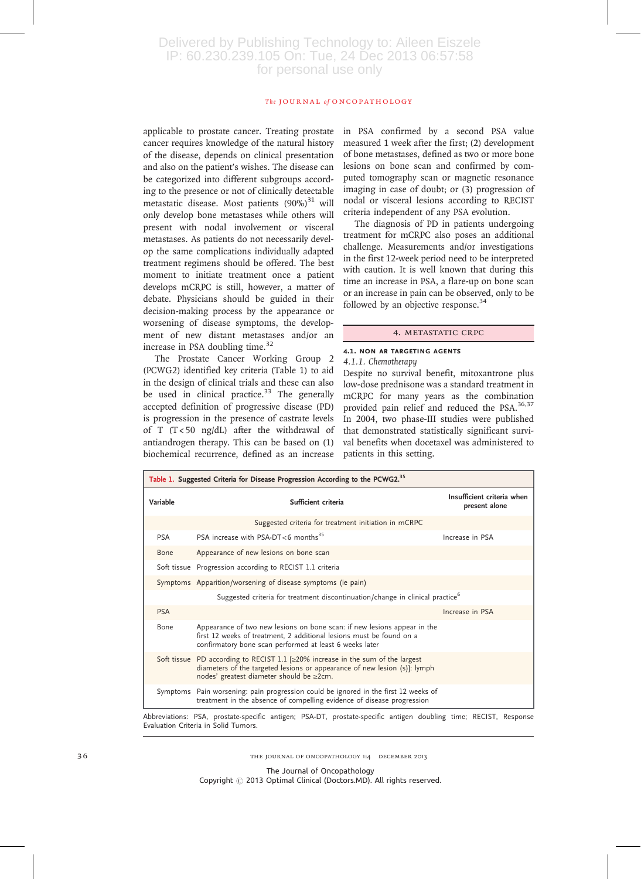applicable to prostate cancer. Treating prostate cancer requires knowledge of the natural history of the disease, depends on clinical presentation and also on the patient's wishes. The disease can be categorized into different subgroups according to the presence or not of clinically detectable metastatic disease. Most patients (90%)[31] will only develop bone metastases while others will present with nodal involvement or visceral metastases. As patients do not necessarily develop the same complications individually adapted treatment regimens should be offered. The best moment to initiate treatment once a patient develops mCRPC is still, however, a matter of debate. Physicians should be guided in their decision-making process by the appearance or worsening of disease symptoms, the development of new distant metastases and/or an increase in PSA doubling time.[32]

The Prostate Cancer Working Group 2 (PCWG2) identified key criteria (Table 1) to aid in the design of clinical trials and these can also be used in clinical practice.[33] The generally accepted definition of progressive disease (PD) is progression in the presence of castrate levels of T (T < 50 ng/dL) after the withdrawal of antiandrogen therapy. This can be based on (1) biochemical recurrence, defined as an increase in PSA confirmed by a second PSA value measured 1 week after the first; (2) development of bone metastases, defined as two or more bone lesions on bone scan and confirmed by computed tomography scan or magnetic resonance imaging in case of doubt; or (3) progression of nodal or visceral lesions according to RECIST criteria independent of any PSA evolution.

The diagnosis of PD in patients undergoing treatment for mCRPC also poses an additional challenge. Measurements and/or investigations in the first 12-week period need to be interpreted with caution. It is well known that during this time an increase in PSA, a flare-up on bone scan or an increase in pain can be observed, only to be followed by an objective response.[34]

## 4. METASTATIC CRPC

### 4.1. NON AR TARGETING AGENTS

#### 4.1.1. Chemotherapy

Despite no survival benefit, mitoxantrone plus low-dose prednisone was a standard treatment in mCRPC for many years as the combination provided pain relief and reduced the PSA.[36,37] In 2004, two phase-III studies were published that demonstrated statistically significant survival benefits when docetaxel was administered to patients in this setting.

**Table 1.** Suggested Criteria for Disease Progression According to the PCWG2.[35]

| Variable | Sufficient criteria | Insufficient criteria when present alone |
|---|---|---|
| | Suggested criteria for treatment initiation in mCRPC | |
| PSA | PSA increase with PSA-DT < 6 months[35] | Increase in PSA |
| Bone | Appearance of new lesions on bone scan | |
| Soft tissue | Progression according to RECIST 1.1 criteria | |
| Symptoms | Apparition/worsening of disease symptoms (ie pain) | |
| | Suggested criteria for treatment discontinuation/change in clinical practice[6] | |
| PSA | | Increase in PSA |
| Bone | Appearance of two new lesions on bone scan: if new lesions appear in the first 12 weeks of treatment, 2 additional lesions must be found on a confirmatory bone scan performed at least 6 weeks later | |
| Soft tissue | PD according to RECIST 1.1 [≥20% increase in the sum of the largest diameters of the targeted lesions or appearance of new lesion (s)]: lymph nodes' greatest diameter should be ≥2cm. | |
| Symptoms | Pain worsening: pain progression could be ignored in the first 12 weeks of treatment in the absence of compelling evidence of disease progression | |

Abbreviations: PSA, prostate-specific antigen; PSA-DT, prostate-specific antigen doubling time; RECIST, Response Evaluation Criteria in Solid Tumors.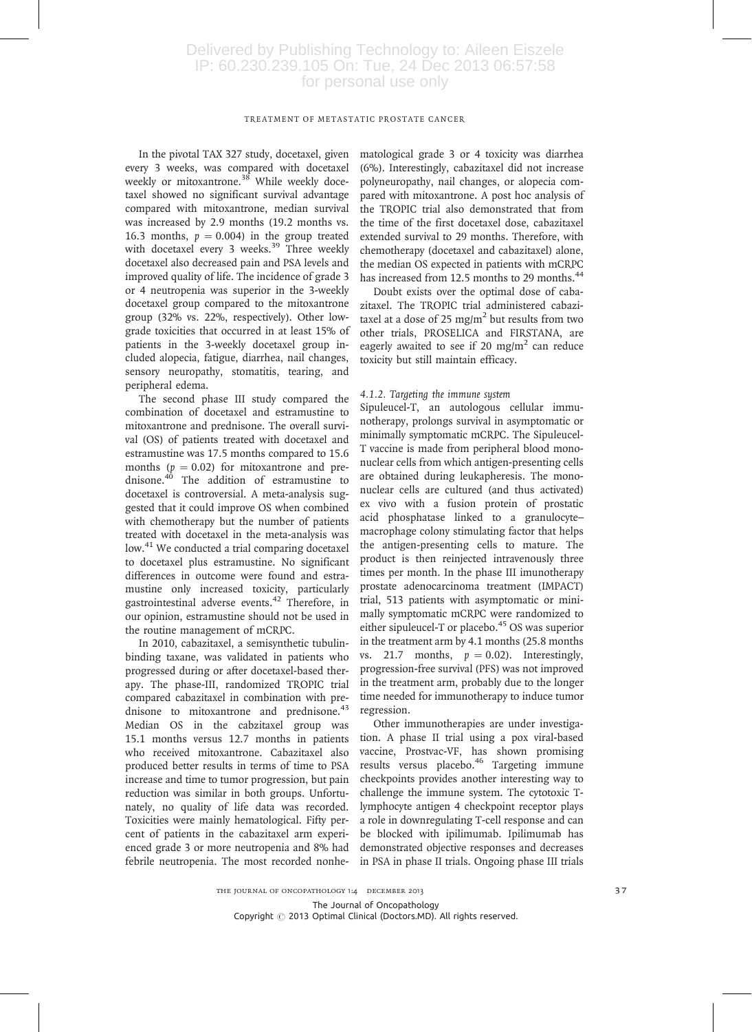In the pivotal TAX 327 study, docetaxel, given every 3 weeks, was compared with docetaxel weekly or mitoxantrone.[38] While weekly docetaxel showed no significant survival advantage compared with mitoxantrone, median survival was increased by 2.9 months (19.2 months vs. 16.3 months, $p = 0.004$) in the group treated with docetaxel every 3 weeks.[39] Three weekly docetaxel also decreased pain and PSA levels and improved quality of life. The incidence of grade 3 or 4 neutropenia was superior in the 3-weekly docetaxel group compared to the mitoxantrone group (32% vs. 22%, respectively). Other low-grade toxicities that occurred in at least 15% of patients in the 3-weekly docetaxel group included alopecia, fatigue, diarrhea, nail changes, sensory neuropathy, stomatitis, tearing, and peripheral edema.

The second phase III study compared the combination of docetaxel and estramustine to mitoxantrone and prednisone. The overall survival (OS) of patients treated with docetaxel and estramustine was 17.5 months compared to 15.6 months ($p = 0.02$) for mitoxantrone and prednisone.[40] The addition of estramustine to docetaxel is controversial. A meta-analysis suggested that it could improve OS when combined with chemotherapy but the number of patients treated with docetaxel in the meta-analysis was low.[41] We conducted a trial comparing docetaxel to docetaxel plus estramustine. No significant differences in outcome were found and estramustine only increased toxicity, particularly gastrointestinal adverse events.[42] Therefore, in our opinion, estramustine should not be used in the routine management of mCRPC.

In 2010, cabazitaxel, a semisynthetic tubulin-binding taxane, was validated in patients who progressed during or after docetaxel-based therapy. The phase-III, randomized TROPIC trial compared cabazitaxel in combination with prednisone to mitoxantrone and prednisone.[43] Median OS in the cabzitaxel group was 15.1 months versus 12.7 months in patients who received mitoxantrone. Cabazitaxel also produced better results in terms of time to PSA increase and time to tumor progression, but pain reduction was similar in both groups. Unfortunately, no quality of life data was recorded. Toxicities were mainly hematological. Fifty percent of patients in the cabazitaxel arm experienced grade 3 or more neutropenia and 8% had febrile neutropenia. The most recorded nonhematological grade 3 or 4 toxicity was diarrhea (6%). Interestingly, cabazitaxel did not increase polyneuropathy, nail changes, or alopecia compared with mitoxantrone. A post hoc analysis of the TROPIC trial also demonstrated that from the time of the first docetaxel dose, cabazitaxel extended survival to 29 months. Therefore, with chemotherapy (docetaxel and cabazitaxel) alone, the median OS expected in patients with mCRPC has increased from 12.5 months to 29 months.[44]

Doubt exists over the optimal dose of cabazitaxel. The TROPIC trial administered cabazitaxel at a dose of 25 mg/m$^2$ but results from two other trials, PROSELICA and FIRSTANA, are eagerly awaited to see if 20 mg/m$^2$ can reduce toxicity but still maintain efficacy.

#### 4.1.2. Targeting the immune system

Sipuleucel-T, an autologous cellular immunotherapy, prolongs survival in asymptomatic or minimally symptomatic mCRPC. The Sipuleucel-T vaccine is made from peripheral blood mononuclear cells from which antigen-presenting cells are obtained during leukapheresis. The mononuclear cells are cultured (and thus activated) ex vivo with a fusion protein of prostatic acid phosphatase linked to a granulocyte–macrophage colony stimulating factor that helps the antigen-presenting cells to mature. The product is then reinjected intravenously three times per month. In the phase III imunotherapy prostate adenocarcinoma treatment (IMPACT) trial, 513 patients with asymptomatic or minimally symptomatic mCRPC were randomized to either sipuleucel-T or placebo.[45] OS was superior in the treatment arm by 4.1 months (25.8 months vs. 21.7 months, $p = 0.02$). Interestingly, progression-free survival (PFS) was not improved in the treatment arm, probably due to the longer time needed for immunotherapy to induce tumor regression.

Other immunotherapies are under investigation. A phase II trial using a pox viral-based vaccine, Prostvac-VF, has shown promising results versus placebo.[46] Targeting immune checkpoints provides another interesting way to challenge the immune system. The cytotoxic T-lymphocyte antigen 4 checkpoint receptor plays a role in downregulating T-cell response and can be blocked with ipilimumab. Ipilimumab has demonstrated objective responses and decreases in PSA in phase II trials. Ongoing phase III trials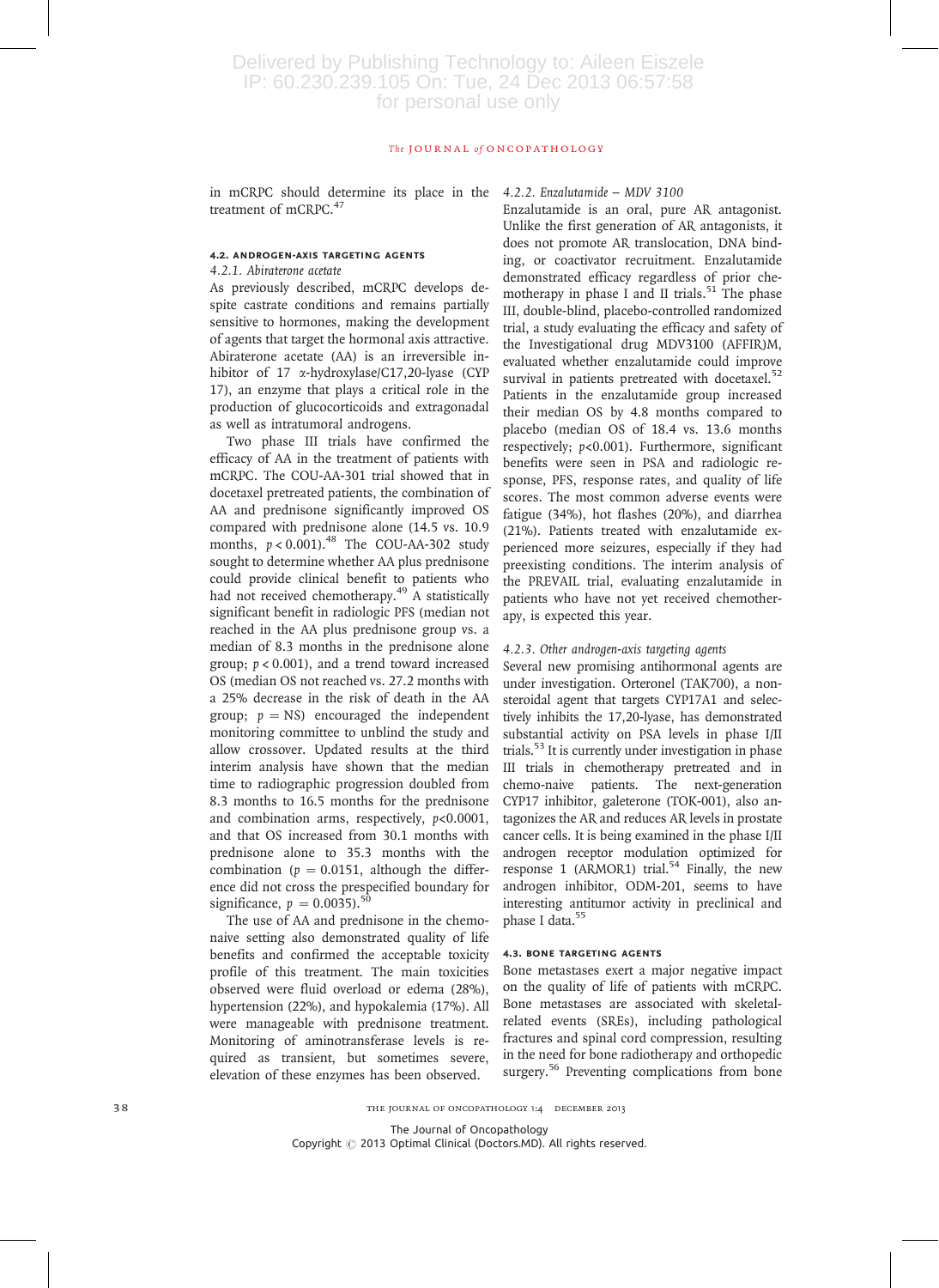in mCRPC should determine its place in the treatment of mCRPC.[47]

#### 4.2. Androgen-axis targeting agents

*4.2.1. Abiraterone acetate*

As previously described, mCRPC develops despite castrate conditions and remains partially sensitive to hormones, making the development of agents that target the hormonal axis attractive. Abiraterone acetate (AA) is an irreversible inhibitor of 17 α-hydroxylase/C17,20-lyase (CYP 17), an enzyme that plays a critical role in the production of glucocorticoids and extragonadal as well as intratumoral androgens.

Two phase III trials have confirmed the efficacy of AA in the treatment of patients with mCRPC. The COU-AA-301 trial showed that in docetaxel pretreated patients, the combination of AA and prednisone significantly improved OS compared with prednisone alone (14.5 vs. 10.9 months, $p < 0.001$).[48] The COU-AA-302 study sought to determine whether AA plus prednisone could provide clinical benefit to patients who had not received chemotherapy.[49] A statistically significant benefit in radiologic PFS (median not reached in the AA plus prednisone group vs. a median of 8.3 months in the prednisone alone group; $p < 0.001$), and a trend toward increased OS (median OS not reached vs. 27.2 months with a 25% decrease in the risk of death in the AA group; $p$ = NS) encouraged the independent monitoring committee to unblind the study and allow crossover. Updated results at the third interim analysis have shown that the median time to radiographic progression doubled from 8.3 months to 16.5 months for the prednisone and combination arms, respectively, $p<0.0001$, and that OS increased from 30.1 months with prednisone alone to 35.3 months with the combination ($p = 0.0151$, although the difference did not cross the prespecified boundary for significance, $p = 0.0035$).[50]

The use of AA and prednisone in the chemonaive setting also demonstrated quality of life benefits and confirmed the acceptable toxicity profile of this treatment. The main toxicities observed were fluid overload or edema (28%), hypertension (22%), and hypokalemia (17%). All were manageable with prednisone treatment. Monitoring of aminotransferase levels is required as transient, but sometimes severe, elevation of these enzymes has been observed.

*4.2.2. Enzalutamide – MDV 3100*

Enzalutamide is an oral, pure AR antagonist. Unlike the first generation of AR antagonists, it does not promote AR translocation, DNA binding, or coactivator recruitment. Enzalutamide demonstrated efficacy regardless of prior chemotherapy in phase I and II trials.[51] The phase III, double-blind, placebo-controlled randomized trial, a study evaluating the efficacy and safety of the Investigational drug MDV3100 (AFFIR)M, evaluated whether enzalutamide could improve survival in patients pretreated with docetaxel.[52] Patients in the enzalutamide group increased their median OS by 4.8 months compared to placebo (median OS of 18.4 vs. 13.6 months respectively; $p<0.001$). Furthermore, significant benefits were seen in PSA and radiologic response, PFS, response rates, and quality of life scores. The most common adverse events were fatigue (34%), hot flashes (20%), and diarrhea (21%). Patients treated with enzalutamide experienced more seizures, especially if they had preexisting conditions. The interim analysis of the PREVAIL trial, evaluating enzalutamide in patients who have not yet received chemotherapy, is expected this year.

*4.2.3. Other androgen-axis targeting agents*

Several new promising antihormonal agents are under investigation. Orteronel (TAK700), a nonsteroidal agent that targets CYP17A1 and selectively inhibits the 17,20-lyase, has demonstrated substantial activity on PSA levels in phase I/II trials.[53] It is currently under investigation in phase III trials in chemotherapy pretreated and in chemo-naive patients. The next-generation CYP17 inhibitor, galeterone (TOK-001), also antagonizes the AR and reduces AR levels in prostate cancer cells. It is being examined in the phase I/II androgen receptor modulation optimized for response 1 (ARMOR1) trial.[54] Finally, the new androgen inhibitor, ODM-201, seems to have interesting antitumor activity in preclinical and phase I data.[55]

#### 4.3. Bone targeting agents

Bone metastases exert a major negative impact on the quality of life of patients with mCRPC. Bone metastases are associated with skeletal-related events (SREs), including pathological fractures and spinal cord compression, resulting in the need for bone radiotherapy and orthopedic surgery.[56] Preventing complications from bone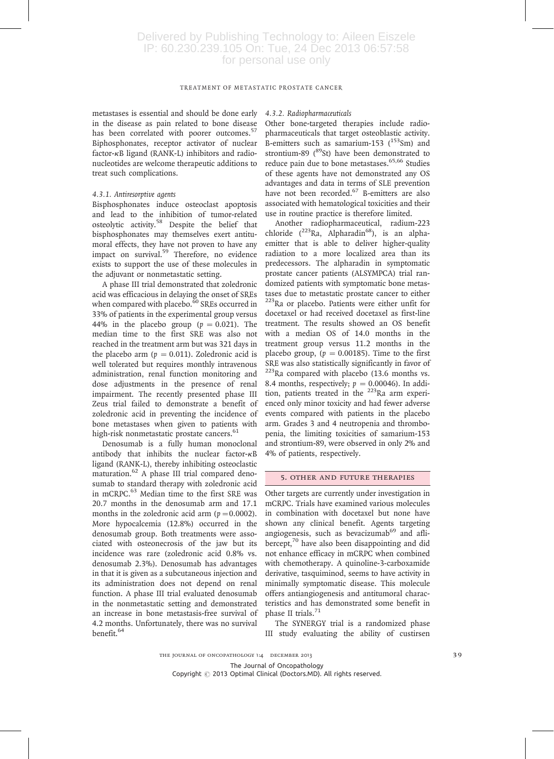metastases is essential and should be done early in the disease as pain related to bone disease has been correlated with poorer outcomes.[57] Biphosphonates, receptor activator of nuclear factor-κB ligand (RANK-L) inhibitors and radionucleotides are welcome therapeutic additions to treat such complications.

#### 4.3.1. Antiresorptive agents

Bisphosphonates induce osteoclast apoptosis and lead to the inhibition of tumor-related osteolytic activity.[58] Despite the belief that bisphosphonates may themselves exert antitumoral effects, they have not proven to have any impact on survival.[59] Therefore, no evidence exists to support the use of these molecules in the adjuvant or nonmetastatic setting.

A phase III trial demonstrated that zoledronic acid was efficacious in delaying the onset of SREs when compared with placebo.[60] SREs occurred in 33% of patients in the experimental group versus 44% in the placebo group ($p = 0.021$). The median time to the first SRE was also not reached in the treatment arm but was 321 days in the placebo arm ($p = 0.011$). Zoledronic acid is well tolerated but requires monthly intravenous administration, renal function monitoring and dose adjustments in the presence of renal impairment. The recently presented phase III Zeus trial failed to demonstrate a benefit of zoledronic acid in preventing the incidence of bone metastases when given to patients with high-risk nonmetastatic prostate cancers.[61]

Denosumab is a fully human monoclonal antibody that inhibits the nuclear factor-κB ligand (RANK-L), thereby inhibiting osteoclastic maturation.[62] A phase III trial compared denosumab to standard therapy with zoledronic acid in mCRPC.[63] Median time to the first SRE was 20.7 months in the denosumab arm and 17.1 months in the zoledronic acid arm ($p = 0.0002$). More hypocalcemia (12.8%) occurred in the denosumab group. Both treatments were associated with osteonecrosis of the jaw but its incidence was rare (zoledronic acid 0.8% vs. denosumab 2.3%). Denosumab has advantages in that it is given as a subcutaneous injection and its administration does not depend on renal function. A phase III trial evaluated denosumab in the nonmetastatic setting and demonstrated an increase in bone metastasis-free survival of 4.2 months. Unfortunately, there was no survival benefit.[64]

#### 4.3.2. Radiopharmaceuticals

Other bone-targeted therapies include radiopharmaceuticals that target osteoblastic activity. Β-emitters such as samarium-153 ($^{153}$Sm) and strontium-89 ($^{89}$St) have been demonstrated to reduce pain due to bone metastases.[65,66] Studies of these agents have not demonstrated any OS advantages and data in terms of SLE prevention have not been recorded.[67] Β-emitters are also associated with hematological toxicities and their use in routine practice is therefore limited.

Another radiopharmaceutical, radium-223 chloride ($^{223}$Ra, Alpharadin[68]), is an alpha-emitter that is able to deliver higher-quality radiation to a more localized area than its predecessors. The alpharadin in symptomatic prostate cancer patients (ALSYMPCA) trial randomized patients with symptomatic bone metastases due to metastatic prostate cancer to either $^{223}$Ra or placebo. Patients were either unfit for docetaxel or had received docetaxel as first-line treatment. The results showed an OS benefit with a median OS of 14.0 months in the treatment group versus 11.2 months in the placebo group, ($p = 0.00185$). Time to the first SRE was also statistically significantly in favor of $^{223}$Ra compared with placebo (13.6 months vs. 8.4 months, respectively; $p = 0.00046$). In addition, patients treated in the $^{223}$Ra arm experienced only minor toxicity and had fewer adverse events compared with patients in the placebo arm. Grades 3 and 4 neutropenia and thrombopenia, the limiting toxicities of samarium-153 and strontium-89, were observed in only 2% and 4% of patients, respectively.

## 5. OTHER AND FUTURE THERAPIES

Other targets are currently under investigation in mCRPC. Trials have examined various molecules in combination with docetaxel but none have shown any clinical benefit. Agents targeting angiogenesis, such as bevacizumab[69] and aflibercept,[70] have also been disappointing and did not enhance efficacy in mCRPC when combined with chemotherapy. A quinoline-3-carboxamide derivative, tasquiminod, seems to have activity in minimally symptomatic disease. This molecule offers antiangiogenesis and antitumoral characteristics and has demonstrated some benefit in phase II trials.[71]

The SYNERGY trial is a randomized phase III study evaluating the ability of custirsen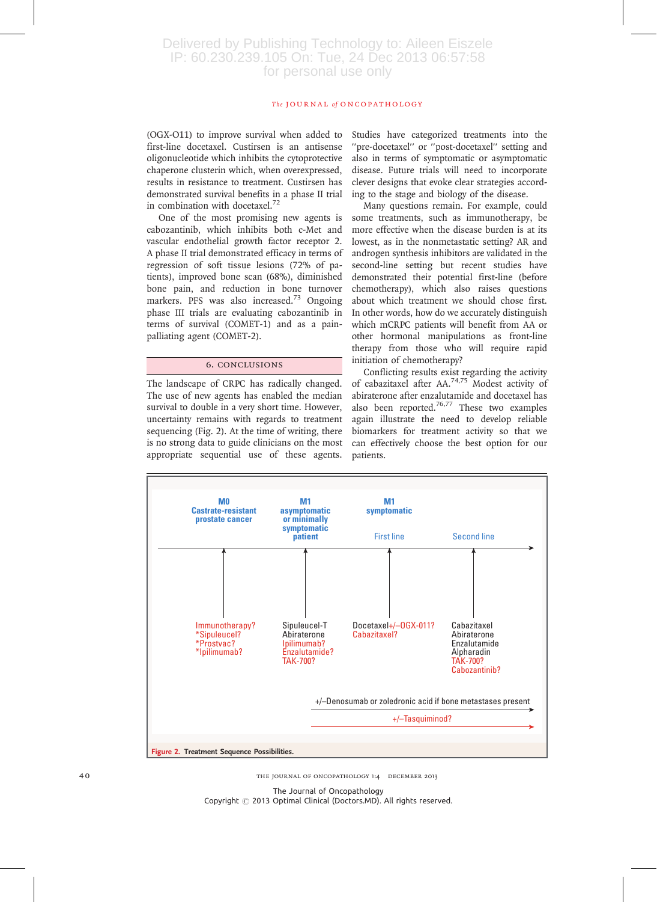(OGX-O11) to improve survival when added to first-line docetaxel. Custirsen is an antisense oligonucleotide which inhibits the cytoprotective chaperone clusterin which, when overexpressed, results in resistance to treatment. Custirsen has demonstrated survival benefits in a phase II trial in combination with docetaxel.[72]

One of the most promising new agents is cabozantinib, which inhibits both c-Met and vascular endothelial growth factor receptor 2. A phase II trial demonstrated efficacy in terms of regression of soft tissue lesions (72% of patients), improved bone scan (68%), diminished bone pain, and reduction in bone turnover markers. PFS was also increased.[73] Ongoing phase III trials are evaluating cabozantinib in terms of survival (COMET-1) and as a pain-palliating agent (COMET-2).

## 6. CONCLUSIONS

The landscape of CRPC has radically changed. The use of new agents has enabled the median survival to double in a very short time. However, uncertainty remains with regards to treatment sequencing (Fig. 2). At the time of writing, there is no strong data to guide clinicians on the most appropriate sequential use of these agents. Studies have categorized treatments into the "pre-docetaxel" or "post-docetaxel" setting and also in terms of symptomatic or asymptomatic disease. Future trials will need to incorporate clever designs that evoke clear strategies according to the stage and biology of the disease.

Many questions remain. For example, could some treatments, such as immunotherapy, be more effective when the disease burden is at its lowest, as in the nonmetastatic setting? AR and androgen synthesis inhibitors are validated in the second-line setting but recent studies have demonstrated their potential first-line (before chemotherapy), which also raises questions about which treatment we should chose first. In other words, how do we accurately distinguish which mCRPC patients will benefit from AA or other hormonal manipulations as front-line therapy from those who will require rapid initiation of chemotherapy?

Conflicting results exist regarding the activity of cabazitaxel after AA.[74,75] Modest activity of abiraterone after enzalutamide and docetaxel has also been reported.[76,77] These two examples again illustrate the need to develop reliable biomarkers for treatment activity so that we can effectively choose the best option for our patients.

M0 Castrate-resistant prostate cancer

M1 asymptomatic or minimally symptomatic patient

M1 symptomatic

First line

Second line

Immunotherapy? *Sipuleucel? *Prostvac? *Ipilimumab?

Sipuleucel-T Abiraterone Ipilimumab? Enzalutamide? TAK-700?

Docetaxel+/–OGX-011? Cabazitaxel?

Cabazitaxel Abiraterone Enzalutamide Alpharadin TAK-700? Cabozantinib?

+/–Denosumab or zoledronic acid if bone metastases present

+/–Tasquiminod?

**Figure 2. Treatment Sequence Possibilities.**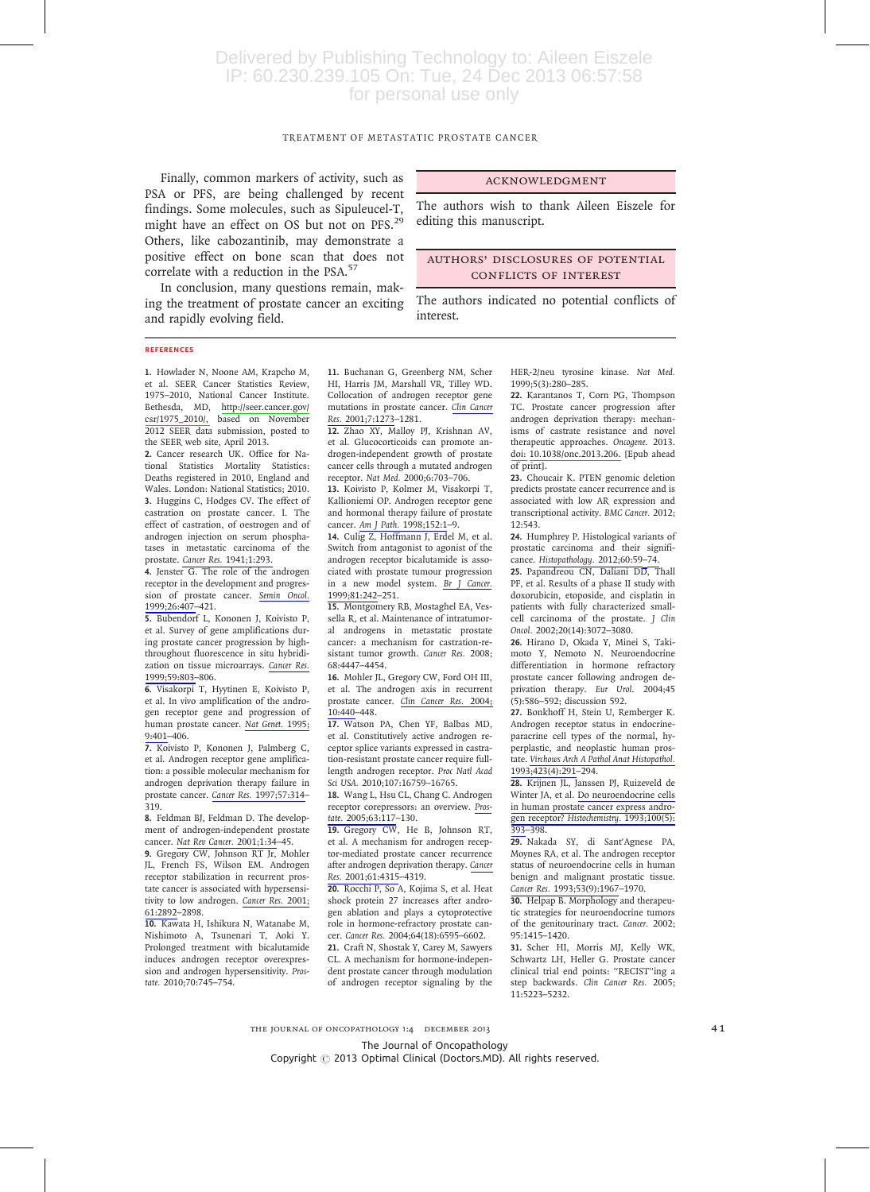Finally, common markers of activity, such as PSA or PFS, are being challenged by recent findings. Some molecules, such as Sipuleucel-T, might have an effect on OS but not on PFS.[29] Others, like cabozantinib, may demonstrate a positive effect on bone scan that does not correlate with a reduction in the PSA.[57]

In conclusion, many questions remain, making the treatment of prostate cancer an exciting and rapidly evolving field.

## ACKNOWLEDGMENT

The authors wish to thank Aileen Eiszele for editing this manuscript.

## AUTHORS' DISCLOSURES OF POTENTIAL CONFLICTS OF INTEREST

The authors indicated no potential conflicts of interest.

## REFERENCES

1. Howlader N, Noone AM, Krapcho M, et al. SEER Cancer Statistics Review, 1975–2010, National Cancer Institute. Bethesda, MD, http://seer.cancer.gov/csr/1975_2010/, based on November 2012 SEER data submission, posted to the SEER web site, April 2013.
2. Cancer research UK. Office for National Statistics Mortality Statistics: Deaths registered in 2010, England and Wales. London: National Statistics; 2010.
3. Huggins C, Hodges CV. The effect of castration on prostate cancer. I. The effect of castration, of oestrogen and of androgen injection on serum phosphatases in metastatic carcinoma of the prostate. *Cancer Res.* 1941;1:293.
4. Jenster G. The role of the androgen receptor in the development and progression of prostate cancer. *Semin Oncol.* 1999;26:407–421.
5. Bubendorf L, Kononen J, Koivisto P, et al. Survey of gene amplifications during prostate cancer progression by high-throughout fluorescence in situ hybridization on tissue microarrays. *Cancer Res.* 1999;59:803–806.
6. Visakorpi T, Hyytinen E, Koivisto P, et al. In vivo amplification of the androgen receptor gene and progression of human prostate cancer. *Nat Genet.* 1995; 9:401–406.
7. Koivisto P, Kononen J, Palmberg C, et al. Androgen receptor gene amplification: a possible molecular mechanism for androgen deprivation therapy failure in prostate cancer. *Cancer Res.* 1997;57:314–319.
8. Feldman BJ, Feldman D. The development of androgen-independent prostate cancer. *Nat Rev Cancer.* 2001;1:34–45.
9. Gregory CW, Johnson RT Jr, Mohler JL, French FS, Wilson EM. Androgen receptor stabilization in recurrent prostate cancer is associated with hypersensitivity to low androgen. *Cancer Res.* 2001; 61:2892–2898.
10. Kawata H, Ishikura N, Watanabe M, Nishimoto A, Tsunenari T, Aoki Y. Prolonged treatment with bicalutamide induces androgen receptor overexpression and androgen hypersensitivity. *Prostate.* 2010;70:745–754.
11. Buchanan G, Greenberg NM, Scher HI, Harris JM, Marshall VR, Tilley WD. Collocation of androgen receptor gene mutations in prostate cancer. *Clin Cancer Res.* 2001;7:1273–1281.
12. Zhao XY, Malloy PJ, Krishnan AV, et al. Glucocorticoids can promote androgen-independent growth of prostate cancer cells through a mutated androgen receptor. *Nat Med.* 2000;6:703–706.
13. Koivisto P, Kolmer M, Visakorpi T, Kallioniemi OP. Androgen receptor gene and hormonal therapy failure of prostate cancer. *Am J Path.* 1998;152:1–9.
14. Culig Z, Hoffmann J, Erdel M, et al. Switch from antagonist to agonist of the androgen receptor bicalutamide is associated with prostate tumour progression in a new model system. *Br J Cancer.* 1999;81:242–251.
15. Montgomery RB, Mostaghel EA, Vessella R, et al. Maintenance of intratumoral androgens in metastatic prostate cancer: a mechanism for castration-resistant tumor growth. *Cancer Res.* 2008; 68:4447–4454.
16. Mohler JL, Gregory CW, Ford OH III, et al. The androgen axis in recurrent prostate cancer. *Clin Cancer Res.* 2004; 10:440–448.
17. Watson PA, Chen YF, Balbas MD, et al. Constitutively active androgen receptor splice variants expressed in castration-resistant prostate cancer require full-length androgen receptor. *Proc Natl Acad Sci USA.* 2010;107:16759–16765.
18. Wang L, Hsu CL, Chang C. Androgen receptor corepressors: an overview. *Prostate.* 2005;63:117–130.
19. Gregory CW, He B, Johnson RT, et al. A mechanism for androgen receptor-mediated prostate cancer recurrence after androgen deprivation therapy. *Cancer Res.* 2001;61:4315–4319.
20. Rocchi P, So A, Kojima S, et al. Heat shock protein 27 increases after androgen ablation and plays a cytoprotective role in hormone-refractory prostate cancer. *Cancer Res.* 2004;64(18):6595–6602.
21. Craft N, Shostak Y, Carey M, Sawyers CL. A mechanism for hormone-independent prostate cancer through modulation of androgen receptor signaling by the HER-2/neu tyrosine kinase. *Nat Med.* 1999;5(3):280–285.
22. Karantanos T, Corn PG, Thompson TC. Prostate cancer progression after androgen deprivation therapy: mechanisms of castrate resistance and novel therapeutic approaches. *Oncogene.* 2013. doi: 10.1038/onc.2013.206. [Epub ahead of print].
23. Choucair K. PTEN genomic deletion predicts prostate cancer recurrence and is associated with low AR expression and transcriptional activity. *BMC Cancer.* 2012; 12:543.
24. Humphrey P. Histological variants of prostatic carcinoma and their significance. *Histopathology.* 2012;60:59–74.
25. Papandreou CN, Daliani DD, Thall PF, et al. Results of a phase II study with doxorubicin, etoposide, and cisplatin in patients with fully characterized small-cell carcinoma of the prostate. *J Clin Oncol.* 2002;20(14):3072–3080.
26. Hirano D, Okada Y, Minei S, Takimoto Y, Nemoto N. Neuroendocrine differentiation in hormone refractory prostate cancer following androgen deprivation therapy. *Eur Urol.* 2004;45 (5):586–592; discussion 592.
27. Bonkhoff H, Stein U, Remberger K. Androgen receptor status in endocrine-paracrine cell types of the normal, hyperplastic, and neoplastic human prostate. *Virchows Arch A Pathol Anat Histopathol.* 1993;423(4):291–294.
28. Krijnen JL, Janssen PJ, Ruizeveld de Winter JA, et al. Do neuroendocrine cells in human prostate cancer express androgen receptor? *Histochemistry.* 1993;100(5): 393–398.
29. Nakada SY, di Sant'Agnese PA, Moynes RA, et al. The androgen receptor status of neuroendocrine cells in human benign and malignant prostatic tissue. *Cancer Res.* 1993;53(9):1967–1970.
30. Helpap B. Morphology and therapeutic strategies for neuroendocrine tumors of the genitourinary tract. *Cancer.* 2002; 95:1415–1420.
31. Scher HI, Morris MJ, Kelly WK, Schwartz LH, Heller G. Prostate cancer clinical trial end points: "RECIST"ing a step backwards. *Clin Cancer Res.* 2005; 11:5223–5232.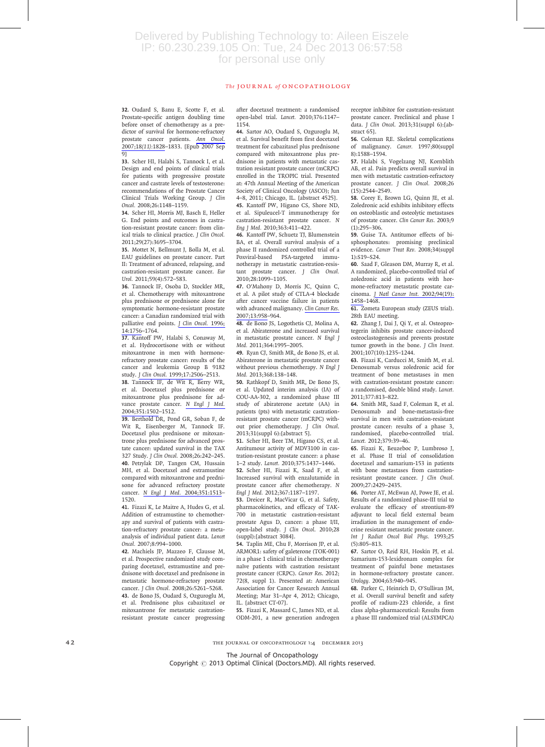32. Oudard S, Banu E, Scotte F, et al. Prostate-specific antigen doubling time before onset of chemotherapy as a predictor of survival for hormone-refractory prostate cancer patients. *Ann Oncol*. 2007;18(11):1828–1833. [Epub 2007 Sep 9]

33. Scher HI, Halabi S, Tannock I, et al. Design and end points of clinical trials for patients with progressive prostate cancer and castrate levels of testosterone: recommendations of the Prostate Cancer Clinical Trials Working Group. *J Clin Oncol*. 2008;26:1148–1159.

34. Scher HI, Morris MJ, Basch E, Heller G. End points and outcomes in castration-resistant prostate cancer: from clinical trials to clinical practice. *J Clin Oncol*. 2011;29(27):3695–3704.

35. Mottet N, Bellmunt J, Bolla M, et al. EAU guidelines on prostate cancer. Part II: Treatment of advanced, relapsing, and castration-resistant prostate cancer. *Eur Urol*. 2011;59(4):572–583.

36. Tannock IF, Osoba D, Stockler MR, et al. Chemotherapy with mitoxantrone plus prednisone or prednisone alone for symptomatic hormone-resistant prostate cancer: a Canadian randomized trial with palliative end points. *J Clin Oncol*. 1996;14:1756–1764.

37. Kantoff PW, Halabi S, Conaway M, et al. Hydrocortisone with or without mitoxantrone in men with hormone-refractory prostate cancer: results of the cancer and leukemia Group B 9182 study. *J Clin Oncol*. 1999;17:2506–2513.

38. Tannock IF, de Wit R, Berry WR, et al. Docetaxel plus prednisone or mitoxantrone plus prednisone for advance prostate cancer. *N Engl J Med*. 2004;351:1502–1512.

39. Berthold DR, Pond GR, Soban F, de Wit R, Eisenberger M, Tannock IF. Docetaxel plus prednisone or mitoxantrone plus prednisone for advanced prostate cancer: updated survival in the TAX 327 Study. *J Clin Oncol*. 2008;26:242–245.

40. Petrylak DP, Tangen CM, Hussain MH, et al. Docetaxel and estramustine compared with mitoxantrone and prednisone for advanced refractory prostate cancer. *N Engl J Med*. 2004;351:1513–1520.

41. Fizazi K, Le Maitre A, Hudes G, et al. Addition of estramustine to chemotherapy and survival of patients with castration-refractory prostate cancer: a meta-analysis of individual patient data. *Lancet Oncol*. 2007;8:994–1000.

42. Machiels JP, Mazzeo F, Clausse M, et al. Prospective randomized study comparing docetaxel, estramustine and prednisone with docetaxel and prednisone in metastatic hormone-refractory prostate cancer. *J Clin Oncol*. 2008;26:5261–5268.

43. de Bono JS, Oudard S, Ozguroglu M, et al. Prednisone plus cabazitaxel or mitoxantrone for metastatic castration-resistant prostate cancer progressing after docetaxel treatment: a randomised open-label trial. *Lancet*. 2010;376:1147–1154.

44. Sartor AO, Oudard S, Ozguroglu M, et al. Survival benefit from first docetaxel treatment for cabazitaxel plus prednisone compared with mitoxantrone plus prednisone in patients with metastatic castration resistant prostate cancer (mCRPC) enrolled in the TROPIC trial. Presented at: 47th Annual Meeting of the American Society of Clinical Oncology (ASCO); Jun 4–8, 2011; Chicago, IL. [abstract 4525].

45. Kantoff PW, Higano CS, Shore ND, et al. Sipuleucel-T immunotherapy for castration-resistant prostate cancer. *N Eng J Med*. 2010;363:411–422.

46. Kantoff PW, Schuetz TJ, Blumenstein BA, et al. Overall survival analysis of a phase II randomized controlled trial of a Poxviral-based PSA-targeted immunotherapy in metastatic castration-resistant prostate cancer. *J Clin Oncol*. 2010;28:1099–1105.

47. O'Mahony D, Morris JC, Quinn C, et al. A pilot study of CTLA-4 blockade after cancer vaccine failure in patients with advanced malignancy. *Clin Cancer Res*. 2007;13:958–964.

48. de Bono JS, Logothetis CJ, Molina A, et al. Abiraterone and increased survival in metastatic prostate cancer. *N Engl J Med*. 2011;364:1995–2005.

49. Ryan CJ, Smith MR, de Bono JS, et al. Abiraterone in metastatic prostate cancer without previous chemotherapy. *N Engl J Med*. 2013;368:138–148.

50. Rathkopf D, Smith MR, De Bono JS, et al. Updated interim analysis (IA) of COU-AA-302, a randomized phase III study of abiraterone acetate (AA) in patients (pts) with metastatic castration-resistant prostate cancer (mCRPC) without prior chemotherapy. *J Clin Oncol*. 2013;31(suppl 6):[abstract 5].

51. Scher HI, Beer TM, Higano CS, et al. Antitumour activity of MDV3100 in castration-resistant prostate cancer: a phase 1–2 study. *Lancet*. 2010;375:1437–1446.

52. Scher HI, Fizazi K, Saad F, et al. Increased survival with enzalutamide in prostate cancer after chemotherapy. *N Engl J Med*. 2012;367:1187–1197.

53. Dreicer R, MacVicar G, et al. Safety, pharmacokinetics, and efficacy of TAK-700 in metastatic castration-resistant prostate Agus D, cancer: a phase I/II, open-label study. *J Clin Oncol*. 2010;28 (suppl):[abstract 3084].

54. Taplin ME, Chu F, Morrison JP, et al. ARMOR1: safety of galeterone (TOK-001) in a phase 1 clinical trial in chemotherapy naïve patients with castration resistant prostate cancer (CRPC). *Cancer Res*. 2012; 72(8, suppl 1). Presented at: American Association for Cancer Research Annual Meeting; Mar 31–Apr 4, 2012; Chicago, IL. [abstract CT-07].

55. Fizazi K, Massard C, James ND, et al. ODM-201, a new generation androgen receptor inhibitor for castration-resistant prostate cancer. Preclinical and phase I data. *J Clin Oncol*. 2013;31(suppl 6):[abstract 65].

56. Coleman RE. Skeletal complications of malignancy. *Cancer*. 1997;80(suppl 8):1588–1594.

57. Halabi S, Vogelzang NJ, Kornblith AB, et al. Pain predicts overall survival in men with metastatic castration-refractory prostate cancer. *J Clin Oncol*. 2008;26 (15):2544–2549.

58. Corey E, Brown LG, Quinn JE, et al. Zoledronic acid exhibits inhibitory effects on osteoblastic and osteolytic metastases of prostate cancer. *Clin Cancer Res*. 2003;9 (1):295–306.

59. Guise TA. Antitumor effects of bisphosphonates: promising preclinical evidence. *Cancer Treat Rev*. 2008;34(suppl 1):S19–S24.

60. Saad F, Gleason DM, Murray R, et al. A randomized, placebo-controlled trial of zoledronic acid in patients with hormone-refractory metastatic prostate carcinoma. *J Natl Cancer Inst*. 2002;94(19): 1458–1468.

61. Zometa European study (ZEUS trial). 28th EAU meeting.

62. Zhang J, Dai J, Qi Y, et al. Osteoprotegerin inhibits prostate cancer-induced osteoclastogenesis and prevents prostate tumor growth in the bone. *J Clin Invest*. 2001;107(10):1235–1244.

63. Fizazi K, Carducci M, Smith M, et al. Denosumab versus zoledronic acid for treatment of bone metastases in men with castration-resistant prostate cancer: a randomised, double blind study. *Lancet*. 2011;377:813–822.

64. Smith MR, Saad F, Coleman R, et al. Denosumab and bone-metastasis-free survival in men with castration-resistant prostate cancer: results of a phase 3, randomised, placebo-controlled trial. *Lancet*. 2012;379:39–46.

65. Fizazi K, Beuzeboc P, Lumbroso J, et al. Phase II trial of consolidation docetaxel and samarium-153 in patients with bone metastases from castration-resistant prostate cancer. *J Clin Oncol*. 2009;27:2429–2435.

66. Porter AT, McEwan AJ, Powe JE, et al. Results of a randomized phase-III trial to evaluate the efficacy of strontium-89 adjuvant to local field external beam irradiation in the management of endocrine resistant metastatic prostate cancer. *Int J Radiat Oncol Biol Phys*. 1993;25 (5):805–813.

67. Sartor O, Reid RH, Hoskin PJ, et al. Samarium-153-lexidronam complex for treatment of painful bone metastases in hormone-refractory prostate cancer. *Urology*. 2004;63:940–945.

68. Parker C, Heinrich D, O'Sullivan JM, et al. Overall survival benefit and safety profile of radium-223 chloride, a first class alpha-pharmaceutical: Results from a phase III randomized trial (ALSYMPCA)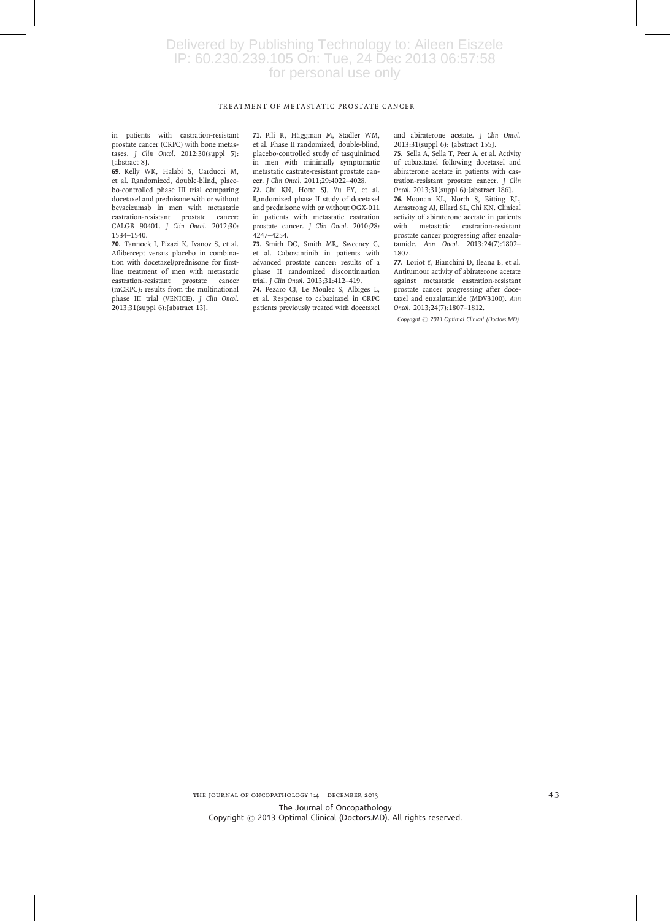in patients with castration-resistant prostate cancer (CRPC) with bone metastases. *J Clin Oncol*. 2012;30(suppl 5): [abstract 8].

**69.** Kelly WK, Halabi S, Carducci M, et al. Randomized, double-blind, placebo-controlled phase III trial comparing docetaxel and prednisone with or without bevacizumab in men with metastatic castration-resistant prostate cancer: CALGB 90401. *J Clin Oncol.* 2012;30: 1534–1540.

**70.** Tannock I, Fizazi K, Ivanov S, et al. Aflibercept versus placebo in combination with docetaxel/prednisone for first-line treatment of men with metastatic castration-resistant prostate cancer (mCRPC): results from the multinational phase III trial (VENICE). *J Clin Oncol*. 2013;31(suppl 6):[abstract 13].

**71.** Pili R, Häggman M, Stadler WM, et al. Phase II randomized, double-blind, placebo-controlled study of tasquinimod in men with minimally symptomatic metastatic castrate-resistant prostate cancer. *J Clin Oncol.* 2011;29:4022–4028.

**72.** Chi KN, Hotte SJ, Yu EY, et al. Randomized phase II study of docetaxel and prednisone with or without OGX-011 in patients with metastatic castration resistant prostate cancer. *J Clin Oncol.* 2010;28: 4247–4254.

**73.** Smith DC, Smith MR, Sweeney C, et al. Cabozantinib in patients with advanced prostate cancer: results of a phase II randomized discontinuation trial. *J Clin Oncol.* 2013;31:412–419.

**74.** Pezaro CJ, Le Moulec S, Albiges L, et al. Response to cabazitaxel in CRPC patients previously treated with docetaxel and abiraterone acetate. *J Clin Oncol*. 2013;31(suppl 6): [abstract 155].

**75.** Sella A, Sella T, Peer A, et al. Activity of cabazitaxel following docetaxel and abiraterone acetate in patients with castration-resistant prostate cancer. *J Clin Oncol*. 2013;31(suppl 6):[abstract 186].

**76.** Noonan KL, North S, Bitting RL, Armstrong AJ, Ellard SL, Chi KN. Clinical activity of abiraterone acetate in patients with metastatic castration-resistant prostate cancer progressing after enzalutamide. *Ann Oncol.* 2013;24(7):1802–1807.

**77.** Loriot Y, Bianchini D, Ileana E, et al. Antitumour activity of abiraterone acetate against metastatic castration-resistant prostate cancer progressing after docetaxel and enzalutamide (MDV3100). *Ann Oncol*. 2013;24(7):1807–1812.

*Copyright © 2013 Optimal Clinical (Doctors.MD).*